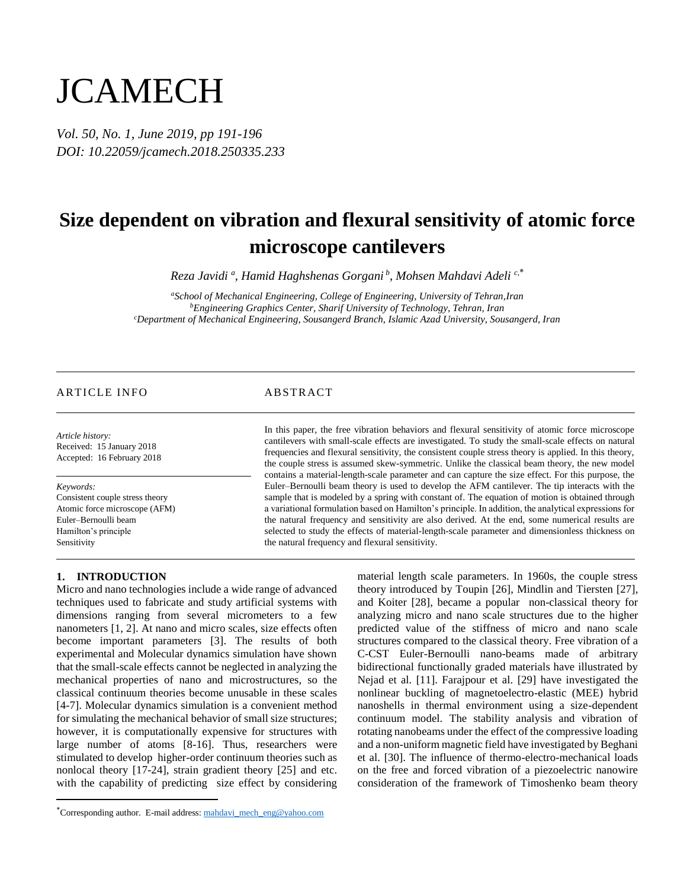# JCAMECH

*Vol. 50, No. 1, June 2019, pp 191-196*
*DOI: 10.22059/jcamech.2018.250335.233*

# Size dependent on vibration and flexural sensitivity of atomic force microscope cantilevers

*Reza Javidi [a], Hamid Haghshenas Gorgani [b], Mohsen Mahdavi Adeli [c,*]*

[a]*School of Mechanical Engineering, College of Engineering, University of Tehran, Iran*
[b]*Engineering Graphics Center, Sharif University of Technology, Tehran, Iran*
[c]*Department of Mechanical Engineering, Sousangerd Branch, Islamic Azad University, Sousangerd, Iran*

---

ARTICLE INFO

*Article history:*
Received: 15 January 2018
Accepted: 16 February 2018

*Keywords:*
Consistent couple stress theory
Atomic force microscope (AFM)
Euler–Bernoulli beam
Hamilton's principle
Sensitivity

ABSTRACT

In this paper, the free vibration behaviors and flexural sensitivity of atomic force microscope cantilevers with small-scale effects are investigated. To study the small-scale effects on natural frequencies and flexural sensitivity, the consistent couple stress theory is applied. In this theory, the couple stress is assumed skew-symmetric. Unlike the classical beam theory, the new model contains a material-length-scale parameter and can capture the size effect. For this purpose, the Euler–Bernoulli beam theory is used to develop the AFM cantilever. The tip interacts with the sample that is modeled by a spring with constant of. The equation of motion is obtained through a variational formulation based on Hamilton's principle. In addition, the analytical expressions for the natural frequency and sensitivity are also derived. At the end, some numerical results are selected to study the effects of material-length-scale parameter and dimensionless thickness on the natural frequency and flexural sensitivity.

---

## 1. INTRODUCTION

Micro and nano technologies include a wide range of advanced techniques used to fabricate and study artificial systems with dimensions ranging from several micrometers to a few nanometers [1, 2]. At nano and micro scales, size effects often become important parameters [3]. The results of both experimental and Molecular dynamics simulation have shown that the small-scale effects cannot be neglected in analyzing the mechanical properties of nano and microstructures, so the classical continuum theories become unusable in these scales [4-7]. Molecular dynamics simulation is a convenient method for simulating the mechanical behavior of small size structures; however, it is computationally expensive for structures with large number of atoms [8-16]. Thus, researchers were stimulated to develop higher-order continuum theories such as nonlocal theory [17-24], strain gradient theory [25] and etc. with the capability of predicting size effect by considering material length scale parameters. In 1960s, the couple stress theory introduced by Toupin [26], Mindlin and Tiersten [27], and Koiter [28], became a popular non-classical theory for analyzing micro and nano scale structures due to the higher predicted value of the stiffness of micro and nano scale structures compared to the classical theory. Free vibration of a C-CST Euler-Bernoulli nano-beams made of arbitrary bidirectional functionally graded materials have illustrated by Nejad et al. [11]. Farajpour et al. [29] have investigated the nonlinear buckling of magnetoelectro-elastic (MEE) hybrid nanoshells in thermal environment using a size-dependent continuum model. The stability analysis and vibration of rotating nanobeams under the effect of the compressive loading and a non-uniform magnetic field have investigated by Beghani et al. [30]. The influence of thermo-electro-mechanical loads on the free and forced vibration of a piezoelectric nanowire consideration of the framework of Timoshenko beam theory

---

*Corresponding author. E-mail address: mahdavi_mech_eng@yahoo.com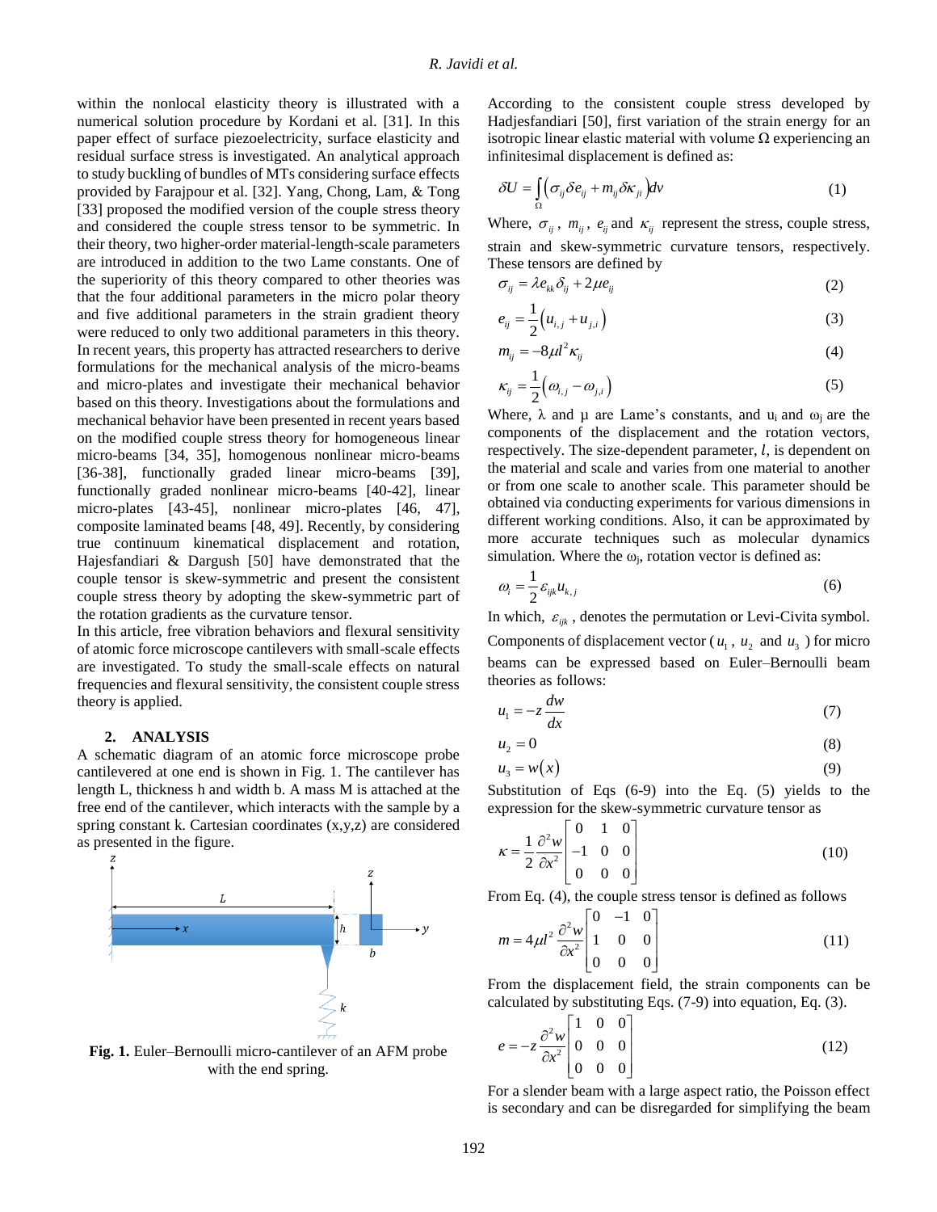within the nonlocal elasticity theory is illustrated with a numerical solution procedure by Kordani et al. [31]. In this paper effect of surface piezoelectricity, surface elasticity and residual surface stress is investigated. An analytical approach to study buckling of bundles of MTs considering surface effects provided by Farajpour et al. [32]. Yang, Chong, Lam, & Tong [33] proposed the modified version of the couple stress theory and considered the couple stress tensor to be symmetric. In their theory, two higher-order material-length-scale parameters are introduced in addition to the two Lame constants. One of the superiority of this theory compared to other theories was that the four additional parameters in the micro polar theory and five additional parameters in the strain gradient theory were reduced to only two additional parameters in this theory. In recent years, this property has attracted researchers to derive formulations for the mechanical analysis of the micro-beams and micro-plates and investigate their mechanical behavior based on this theory. Investigations about the formulations and mechanical behavior have been presented in recent years based on the modified couple stress theory for homogeneous linear micro-beams [34, 35], homogenous nonlinear micro-beams [36-38], functionally graded linear micro-beams [39], functionally graded nonlinear micro-beams [40-42], linear micro-plates [43-45], nonlinear micro-plates [46, 47], composite laminated beams [48, 49]. Recently, by considering true continuum kinematical displacement and rotation, Hajesfandiari & Dargush [50] have demonstrated that the couple tensor is skew-symmetric and present the consistent couple stress theory by adopting the skew-symmetric part of the rotation gradients as the curvature tensor.

In this article, free vibration behaviors and flexural sensitivity of atomic force microscope cantilevers with small-scale effects are investigated. To study the small-scale effects on natural frequencies and flexural sensitivity, the consistent couple stress theory is applied.

## 2. ANALYSIS

A schematic diagram of an atomic force microscope probe cantilevered at one end is shown in Fig. 1. The cantilever has length L, thickness h and width b. A mass M is attached at the free end of the cantilever, which interacts with the sample by a spring constant k. Cartesian coordinates (x,y,z) are considered as presented in the figure.

**Fig. 1.** Euler–Bernoulli micro-cantilever of an AFM probe with the end spring.

According to the consistent couple stress developed by Hadjesfandiari [50], first variation of the strain energy for an isotropic linear elastic material with volume Ω experiencing an infinitesimal displacement is defined as:

$$\delta U = \int_{\Omega} \left( \sigma_{ij}\delta e_{ij} + m_{ij}\delta\kappa_{ji} \right) dv \tag{1}$$

Where, $\sigma_{ij}$, $m_{ij}$, $e_{ij}$ and $\kappa_{ij}$ represent the stress, couple stress, strain and skew-symmetric curvature tensors, respectively. These tensors are defined by

$$\sigma_{ij} = \lambda e_{kk}\delta_{ij} + 2\mu e_{ij} \tag{2}$$

$$e_{ij} = \frac{1}{2}\left( u_{i,j} + u_{j,i} \right) \tag{3}$$

$$m_{ij} = -8\mu l^2 \kappa_{ij} \tag{4}$$

$$\kappa_{ij} = \frac{1}{2}\left( \omega_{i,j} - \omega_{j,i} \right) \tag{5}$$

Where, λ and μ are Lame's constants, and $u_i$ and $\omega_j$ are the components of the displacement and the rotation vectors, respectively. The size-dependent parameter, $l$, is dependent on the material and scale and varies from one material to another or from one scale to another scale. This parameter should be obtained via conducting experiments for various dimensions in different working conditions. Also, it can be approximated by more accurate techniques such as molecular dynamics simulation. Where the $\omega_j$, rotation vector is defined as:

$$\omega_i = \frac{1}{2}\varepsilon_{ijk} u_{k,j} \tag{6}$$

In which, $\varepsilon_{ijk}$, denotes the permutation or Levi-Civita symbol. Components of displacement vector ($u_1$, $u_2$ and $u_3$) for micro beams can be expressed based on Euler–Bernoulli beam theories as follows:

$$u_1 = -z\frac{dw}{dx} \tag{7}$$

$$u_2 = 0 \tag{8}$$

$$u_3 = w(x) \tag{9}$$

Substitution of Eqs (6-9) into the Eq. (5) yields to the expression for the skew-symmetric curvature tensor as

$$\kappa = \frac{1}{2}\frac{\partial^2 w}{\partial x^2}\begin{bmatrix} 0 & 1 & 0 \\ -1 & 0 & 0 \\ 0 & 0 & 0 \end{bmatrix} \tag{10}$$

From Eq. (4), the couple stress tensor is defined as follows

$$m = 4\mu l^2 \frac{\partial^2 w}{\partial x^2}\begin{bmatrix} 0 & -1 & 0 \\ 1 & 0 & 0 \\ 0 & 0 & 0 \end{bmatrix} \tag{11}$$

From the displacement field, the strain components can be calculated by substituting Eqs. (7-9) into equation, Eq. (3).

$$e = -z\frac{\partial^2 w}{\partial x^2}\begin{bmatrix} 1 & 0 & 0 \\ 0 & 0 & 0 \\ 0 & 0 & 0 \end{bmatrix} \tag{12}$$

For a slender beam with a large aspect ratio, the Poisson effect is secondary and can be disregarded for simplifying the beam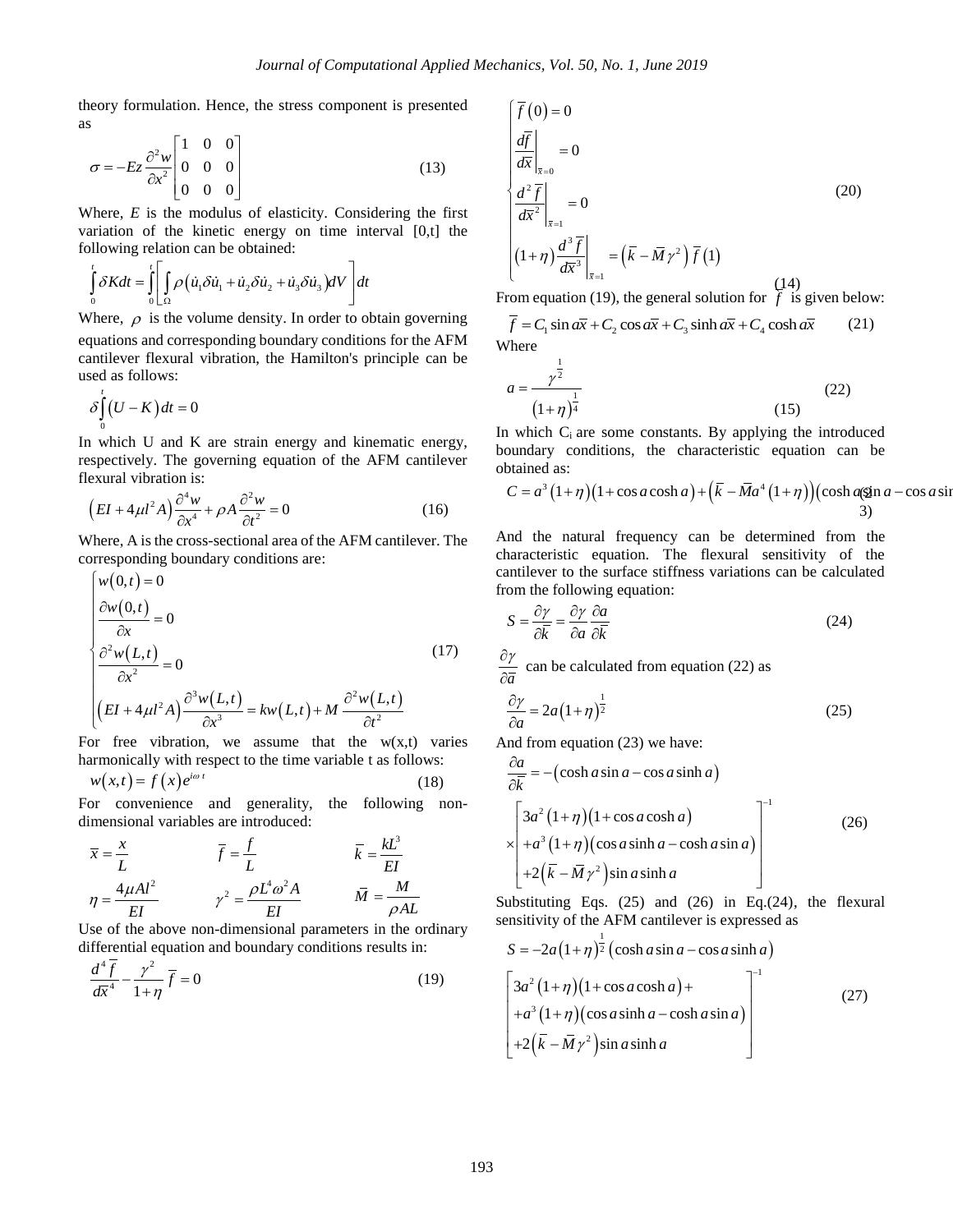theory formulation. Hence, the stress component is presented as

$$\sigma = -Ez\frac{\partial^2 w}{\partial x^2}\begin{bmatrix} 1 & 0 & 0 \\ 0 & 0 & 0 \\ 0 & 0 & 0 \end{bmatrix} \tag{13}$$

Where, $E$ is the modulus of elasticity. Considering the first variation of the kinetic energy on time interval [0,t] the following relation can be obtained:

$$\int_0^t \delta K dt = \int_0^t \left[ \int_\Omega \rho\left(\dot{u}_1\delta\dot{u}_1 + \dot{u}_2\delta\dot{u}_2 + \dot{u}_3\delta\dot{u}_3\right)dV \right] dt \tag{14}$$

Where, $\rho$ is the volume density. In order to obtain governing equations and corresponding boundary conditions for the AFM cantilever flexural vibration, the Hamilton's principle can be used as follows:

$$\delta\int_0^t (U - K)\, dt = 0 \tag{15}$$

In which U and K are strain energy and kinematic energy, respectively. The governing equation of the AFM cantilever flexural vibration is:

$$\left(EI + 4\mu l^2 A\right)\frac{\partial^4 w}{\partial x^4} + \rho A\frac{\partial^2 w}{\partial t^2} = 0 \tag{16}$$

Where, A is the cross-sectional area of the AFM cantilever. The corresponding boundary conditions are:

$$\begin{cases} w(0,t) = 0 \\ \dfrac{\partial w(0,t)}{\partial x} = 0 \\ \dfrac{\partial^2 w(L,t)}{\partial x^2} = 0 \\ \left(EI + 4\mu l^2 A\right)\dfrac{\partial^3 w(L,t)}{\partial x^3} = kw(L,t) + M\dfrac{\partial^2 w(L,t)}{\partial t^2} \end{cases} \tag{17}$$

For free vibration, we assume that the w(x,t) varies harmonically with respect to the time variable t as follows:

$$w(x,t) = f(x)e^{i\omega t} \tag{18}$$

For convenience and generality, the following non-dimensional variables are introduced:

$$\bar{x} = \frac{x}{L} \qquad \bar{f} = \frac{f}{L} \qquad \bar{k} = \frac{kL^3}{EI}$$

$$\eta = \frac{4\mu A l^2}{EI} \qquad \gamma^2 = \frac{\rho L^4\omega^2 A}{EI} \qquad \bar{M} = \frac{M}{\rho AL}$$

Use of the above non-dimensional parameters in the ordinary differential equation and boundary conditions results in:

$$\frac{d^4\bar{f}}{d\bar{x}^4} - \frac{\gamma^2}{1+\eta}\bar{f} = 0 \tag{19}$$

$$\begin{cases} \bar{f}(0) = 0 \\ \left.\dfrac{d\bar{f}}{d\bar{x}}\right|_{\bar{x}=0} = 0 \\ \left.\dfrac{d^2\bar{f}}{d\bar{x}^2}\right|_{\bar{x}=1} = 0 \\ (1+\eta)\left.\dfrac{d^3\bar{f}}{d\bar{x}^3}\right|_{\bar{x}=1} = \left(\bar{k} - \bar{M}\gamma^2\right)\bar{f}(1) \end{cases} \tag{20}$$

From equation (19), the general solution for $\bar{f}$ is given below:

$$\bar{f} = C_1\sin a\bar{x} + C_2\cos a\bar{x} + C_3\sinh a\bar{x} + C_4\cosh a\bar{x} \tag{21}$$

Where

$$a = \frac{\gamma^{\frac{1}{2}}}{(1+\eta)^{\frac{1}{4}}} \tag{22}$$

In which $C_i$ are some constants. By applying the introduced boundary conditions, the characteristic equation can be obtained as:

$$C = a^3(1+\eta)(1+\cos a\cosh a) + \left(\bar{k} - \bar{M}a^4(1+\eta)\right)(\cosh a\sin a - \cos a\sinh a) \tag{23}$$

And the natural frequency can be determined from the characteristic equation. The flexural sensitivity of the cantilever to the surface stiffness variations can be calculated from the following equation:

$$S = \frac{\partial\gamma}{\partial\bar{k}} = \frac{\partial\gamma}{\partial a}\frac{\partial a}{\partial\bar{k}} \tag{24}$$

$\frac{\partial\gamma}{\partial\bar{a}}$ can be calculated from equation (22) as

$$\frac{\partial\gamma}{\partial a} = 2a(1+\eta)^{\frac{1}{2}} \tag{25}$$

And from equation (23) we have:

$$\frac{\partial a}{\partial\bar{k}} = -(\cosh a\sin a - \cos a\sinh a) \times\begin{bmatrix} 3a^2(1+\eta)(1+\cos a\cosh a) \\ +a^3(1+\eta)(\cos a\sinh a - \cosh a\sin a) \\ +2\left(\bar{k} - \bar{M}\gamma^2\right)\sin a\sinh a \end{bmatrix}^{-1} \tag{26}$$

Substituting Eqs. (25) and (26) in Eq.(24), the flexural sensitivity of the AFM cantilever is expressed as

$$S = -2a(1+\eta)^{\frac{1}{2}}(\cosh a\sin a - \cos a\sinh a)\begin{bmatrix} 3a^2(1+\eta)(1+\cos a\cosh a)+ \\ +a^3(1+\eta)(\cos a\sinh a - \cosh a\sin a) \\ +2\left(\bar{k} - \bar{M}\gamma^2\right)\sin a\sinh a \end{bmatrix}^{-1} \tag{27}$$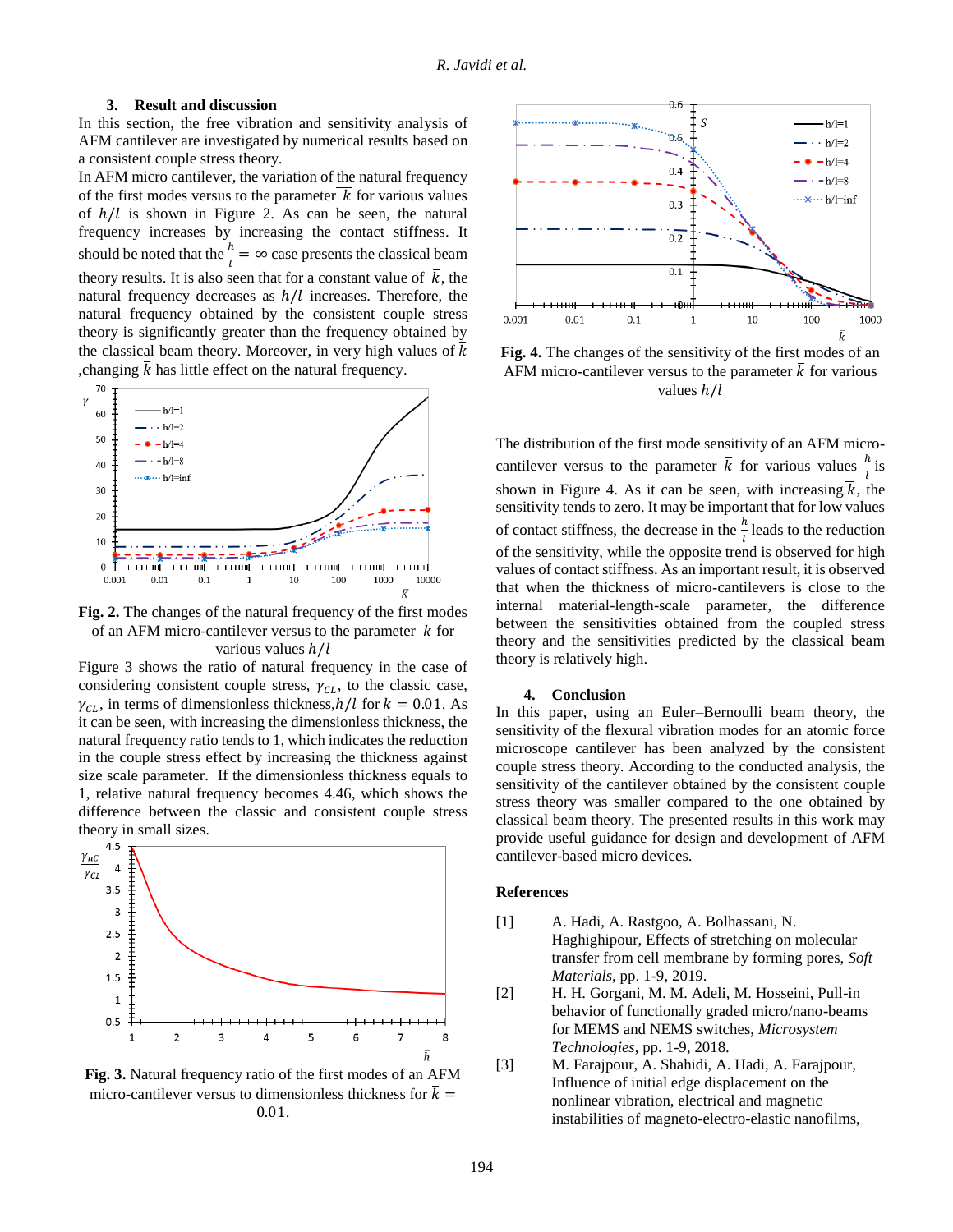## 3. Result and discussion

In this section, the free vibration and sensitivity analysis of AFM cantilever are investigated by numerical results based on a consistent couple stress theory.

In AFM micro cantilever, the variation of the natural frequency of the first modes versus to the parameter $\bar{k}$ for various values of $h/l$ is shown in Figure 2. As can be seen, the natural frequency increases by increasing the contact stiffness. It should be noted that the $\frac{h}{l} = \infty$ case presents the classical beam theory results. It is also seen that for a constant value of $\bar{k}$, the natural frequency decreases as $h/l$ increases. Therefore, the natural frequency obtained by the consistent couple stress theory is significantly greater than the frequency obtained by the classical beam theory. Moreover, in very high values of $\bar{k}$ ,changing $\bar{k}$ has little effect on the natural frequency.

**Fig. 2.** The changes of the natural frequency of the first modes of an AFM micro-cantilever versus to the parameter $\bar{k}$ for various values $h/l$

Figure 3 shows the ratio of natural frequency in the case of considering consistent couple stress, $\gamma_{CL}$, to the classic case, $\gamma_{CL}$, in terms of dimensionless thickness,$h/l$ for $\bar{k} = 0.01$. As it can be seen, with increasing the dimensionless thickness, the natural frequency ratio tends to 1, which indicates the reduction in the couple stress effect by increasing the thickness against size scale parameter. If the dimensionless thickness equals to 1, relative natural frequency becomes 4.46, which shows the difference between the classic and consistent couple stress theory in small sizes.

**Fig. 3.** Natural frequency ratio of the first modes of an AFM micro-cantilever versus to dimensionless thickness for $\bar{k} = 0.01$.

**Fig. 4.** The changes of the sensitivity of the first modes of an AFM micro-cantilever versus to the parameter $\bar{k}$ for various values $h/l$

The distribution of the first mode sensitivity of an AFM micro-cantilever versus to the parameter $\bar{k}$ for various values $\frac{h}{l}$ is shown in Figure 4. As it can be seen, with increasing $\bar{k}$, the sensitivity tends to zero. It may be important that for low values of contact stiffness, the decrease in the $\frac{h}{l}$ leads to the reduction of the sensitivity, while the opposite trend is observed for high values of contact stiffness. As an important result, it is observed that when the thickness of micro-cantilevers is close to the internal material-length-scale parameter, the difference between the sensitivities obtained from the coupled stress theory and the sensitivities predicted by the classical beam theory is relatively high.

## 4. Conclusion

In this paper, using an Euler–Bernoulli beam theory, the sensitivity of the flexural vibration modes for an atomic force microscope cantilever has been analyzed by the consistent couple stress theory. According to the conducted analysis, the sensitivity of the cantilever obtained by the consistent couple stress theory was smaller compared to the one obtained by classical beam theory. The presented results in this work may provide useful guidance for design and development of AFM cantilever-based micro devices.

## References

[1] A. Hadi, A. Rastgoo, A. Bolhassani, N. Haghighipour, Effects of stretching on molecular transfer from cell membrane by forming pores, *Soft Materials*, pp. 1-9, 2019.

[2] H. H. Gorgani, M. M. Adeli, M. Hosseini, Pull-in behavior of functionally graded micro/nano-beams for MEMS and NEMS switches, *Microsystem Technologies*, pp. 1-9, 2018.

[3] M. Farajpour, A. Shahidi, A. Hadi, A. Farajpour, Influence of initial edge displacement on the nonlinear vibration, electrical and magnetic instabilities of magneto-electro-elastic nanofilms,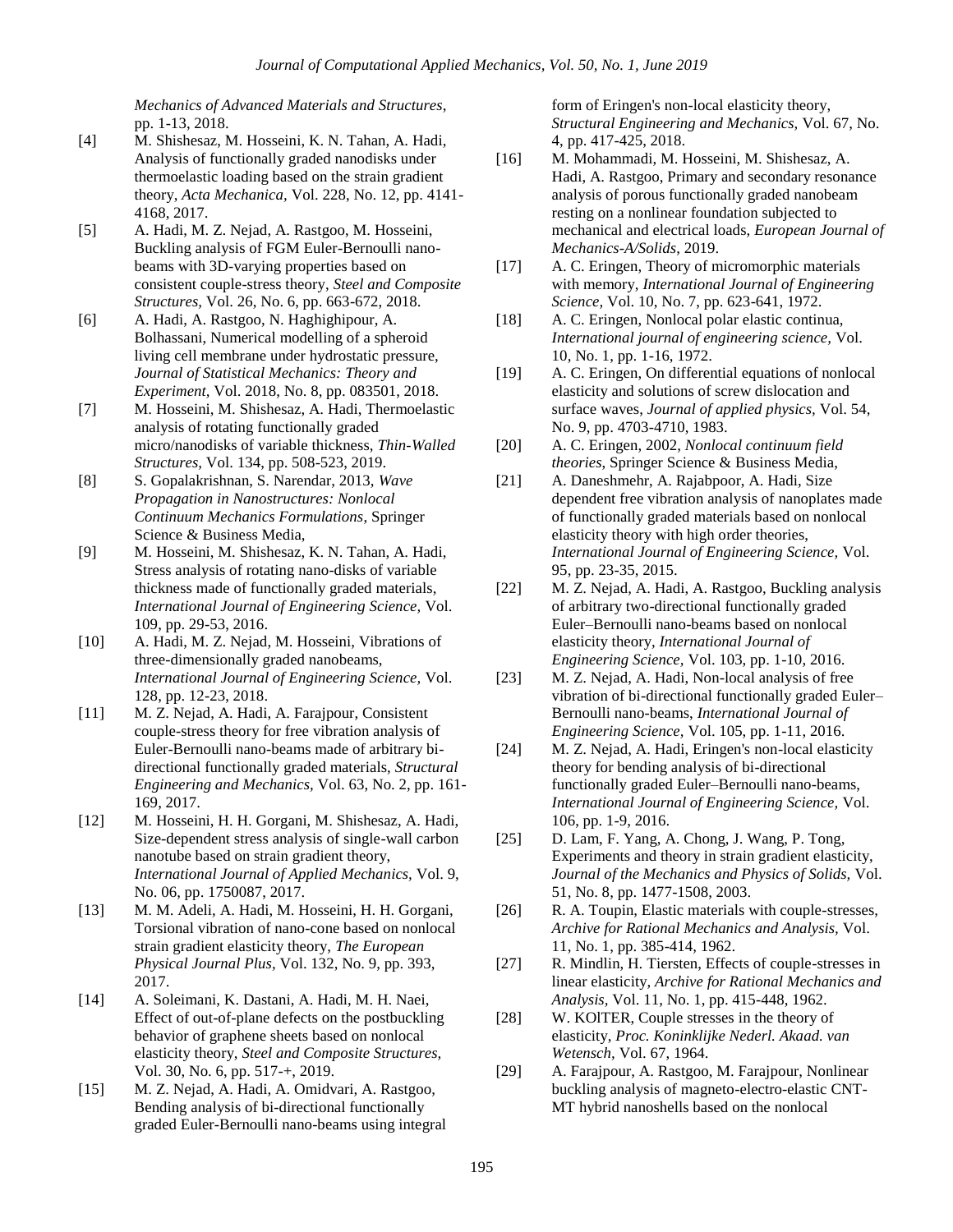*Mechanics of Advanced Materials and Structures*, pp. 1-13, 2018.

[4] M. Shishesaz, M. Hosseini, K. N. Tahan, A. Hadi, Analysis of functionally graded nanodisks under thermoelastic loading based on the strain gradient theory, *Acta Mechanica*, Vol. 228, No. 12, pp. 4141-4168, 2017.

[5] A. Hadi, M. Z. Nejad, A. Rastgoo, M. Hosseini, Buckling analysis of FGM Euler-Bernoulli nano-beams with 3D-varying properties based on consistent couple-stress theory, *Steel and Composite Structures*, Vol. 26, No. 6, pp. 663-672, 2018.

[6] A. Hadi, A. Rastgoo, N. Haghighipour, A. Bolhassani, Numerical modelling of a spheroid living cell membrane under hydrostatic pressure, *Journal of Statistical Mechanics: Theory and Experiment*, Vol. 2018, No. 8, pp. 083501, 2018.

[7] M. Hosseini, M. Shishesaz, A. Hadi, Thermoelastic analysis of rotating functionally graded micro/nanodisks of variable thickness, *Thin-Walled Structures*, Vol. 134, pp. 508-523, 2019.

[8] S. Gopalakrishnan, S. Narendar, 2013, *Wave Propagation in Nanostructures: Nonlocal Continuum Mechanics Formulations*, Springer Science & Business Media,

[9] M. Hosseini, M. Shishesaz, K. N. Tahan, A. Hadi, Stress analysis of rotating nano-disks of variable thickness made of functionally graded materials, *International Journal of Engineering Science*, Vol. 109, pp. 29-53, 2016.

[10] A. Hadi, M. Z. Nejad, M. Hosseini, Vibrations of three-dimensionally graded nanobeams, *International Journal of Engineering Science*, Vol. 128, pp. 12-23, 2018.

[11] M. Z. Nejad, A. Hadi, A. Farajpour, Consistent couple-stress theory for free vibration analysis of Euler-Bernoulli nano-beams made of arbitrary bi-directional functionally graded materials, *Structural Engineering and Mechanics*, Vol. 63, No. 2, pp. 161-169, 2017.

[12] M. Hosseini, H. H. Gorgani, M. Shishesaz, A. Hadi, Size-dependent stress analysis of single-wall carbon nanotube based on strain gradient theory, *International Journal of Applied Mechanics*, Vol. 9, No. 06, pp. 1750087, 2017.

[13] M. M. Adeli, A. Hadi, M. Hosseini, H. H. Gorgani, Torsional vibration of nano-cone based on nonlocal strain gradient elasticity theory, *The European Physical Journal Plus*, Vol. 132, No. 9, pp. 393, 2017.

[14] A. Soleimani, K. Dastani, A. Hadi, M. H. Naei, Effect of out-of-plane defects on the postbuckling behavior of graphene sheets based on nonlocal elasticity theory, *Steel and Composite Structures*, Vol. 30, No. 6, pp. 517-+, 2019.

[15] M. Z. Nejad, A. Hadi, A. Omidvari, A. Rastgoo, Bending analysis of bi-directional functionally graded Euler-Bernoulli nano-beams using integral form of Eringen's non-local elasticity theory, *Structural Engineering and Mechanics*, Vol. 67, No. 4, pp. 417-425, 2018.

[16] M. Mohammadi, M. Hosseini, M. Shishesaz, A. Hadi, A. Rastgoo, Primary and secondary resonance analysis of porous functionally graded nanobeam resting on a nonlinear foundation subjected to mechanical and electrical loads, *European Journal of Mechanics-A/Solids*, 2019.

[17] A. C. Eringen, Theory of micromorphic materials with memory, *International Journal of Engineering Science*, Vol. 10, No. 7, pp. 623-641, 1972.

[18] A. C. Eringen, Nonlocal polar elastic continua, *International journal of engineering science*, Vol. 10, No. 1, pp. 1-16, 1972.

[19] A. C. Eringen, On differential equations of nonlocal elasticity and solutions of screw dislocation and surface waves, *Journal of applied physics*, Vol. 54, No. 9, pp. 4703-4710, 1983.

[20] A. C. Eringen, 2002, *Nonlocal continuum field theories*, Springer Science & Business Media,

[21] A. Daneshmehr, A. Rajabpoor, A. Hadi, Size dependent free vibration analysis of nanoplates made of functionally graded materials based on nonlocal elasticity theory with high order theories, *International Journal of Engineering Science*, Vol. 95, pp. 23-35, 2015.

[22] M. Z. Nejad, A. Hadi, A. Rastgoo, Buckling analysis of arbitrary two-directional functionally graded Euler–Bernoulli nano-beams based on nonlocal elasticity theory, *International Journal of Engineering Science*, Vol. 103, pp. 1-10, 2016.

[23] M. Z. Nejad, A. Hadi, Non-local analysis of free vibration of bi-directional functionally graded Euler–Bernoulli nano-beams, *International Journal of Engineering Science*, Vol. 105, pp. 1-11, 2016.

[24] M. Z. Nejad, A. Hadi, Eringen's non-local elasticity theory for bending analysis of bi-directional functionally graded Euler–Bernoulli nano-beams, *International Journal of Engineering Science*, Vol. 106, pp. 1-9, 2016.

[25] D. Lam, F. Yang, A. Chong, J. Wang, P. Tong, Experiments and theory in strain gradient elasticity, *Journal of the Mechanics and Physics of Solids*, Vol. 51, No. 8, pp. 1477-1508, 2003.

[26] R. A. Toupin, Elastic materials with couple-stresses, *Archive for Rational Mechanics and Analysis*, Vol. 11, No. 1, pp. 385-414, 1962.

[27] R. Mindlin, H. Tiersten, Effects of couple-stresses in linear elasticity, *Archive for Rational Mechanics and Analysis*, Vol. 11, No. 1, pp. 415-448, 1962.

[28] W. KOlTER, Couple stresses in the theory of elasticity, *Proc. Koninklijke Nederl. Akaad. van Wetensch*, Vol. 67, 1964.

[29] A. Farajpour, A. Rastgoo, M. Farajpour, Nonlinear buckling analysis of magneto-electro-elastic CNT-MT hybrid nanoshells based on the nonlocal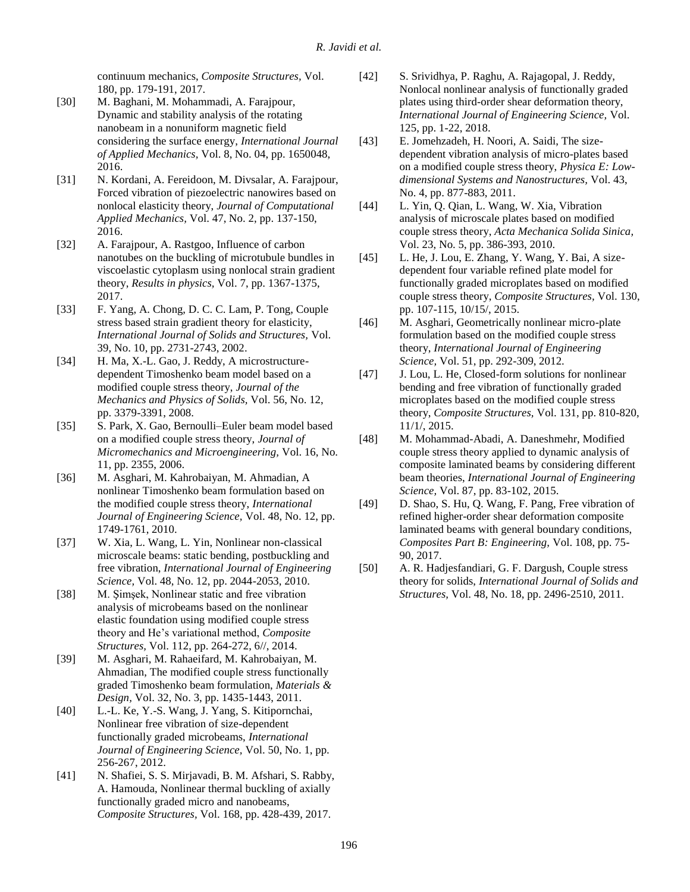continuum mechanics, *Composite Structures*, Vol. 180, pp. 179-191, 2017.

[30] M. Baghani, M. Mohammadi, A. Farajpour, Dynamic and stability analysis of the rotating nanobeam in a nonuniform magnetic field considering the surface energy, *International Journal of Applied Mechanics*, Vol. 8, No. 04, pp. 1650048, 2016.

[31] N. Kordani, A. Fereidoon, M. Divsalar, A. Farajpour, Forced vibration of piezoelectric nanowires based on nonlocal elasticity theory, *Journal of Computational Applied Mechanics*, Vol. 47, No. 2, pp. 137-150, 2016.

[32] A. Farajpour, A. Rastgoo, Influence of carbon nanotubes on the buckling of microtubule bundles in viscoelastic cytoplasm using nonlocal strain gradient theory, *Results in physics*, Vol. 7, pp. 1367-1375, 2017.

[33] F. Yang, A. Chong, D. C. C. Lam, P. Tong, Couple stress based strain gradient theory for elasticity, *International Journal of Solids and Structures*, Vol. 39, No. 10, pp. 2731-2743, 2002.

[34] H. Ma, X.-L. Gao, J. Reddy, A microstructure-dependent Timoshenko beam model based on a modified couple stress theory, *Journal of the Mechanics and Physics of Solids*, Vol. 56, No. 12, pp. 3379-3391, 2008.

[35] S. Park, X. Gao, Bernoulli–Euler beam model based on a modified couple stress theory, *Journal of Micromechanics and Microengineering*, Vol. 16, No. 11, pp. 2355, 2006.

[36] M. Asghari, M. Kahrobaiyan, M. Ahmadian, A nonlinear Timoshenko beam formulation based on the modified couple stress theory, *International Journal of Engineering Science*, Vol. 48, No. 12, pp. 1749-1761, 2010.

[37] W. Xia, L. Wang, L. Yin, Nonlinear non-classical microscale beams: static bending, postbuckling and free vibration, *International Journal of Engineering Science*, Vol. 48, No. 12, pp. 2044-2053, 2010.

[38] M. Şimşek, Nonlinear static and free vibration analysis of microbeams based on the nonlinear elastic foundation using modified couple stress theory and He's variational method, *Composite Structures*, Vol. 112, pp. 264-272, 6//, 2014.

[39] M. Asghari, M. Rahaeifard, M. Kahrobaiyan, M. Ahmadian, The modified couple stress functionally graded Timoshenko beam formulation, *Materials & Design*, Vol. 32, No. 3, pp. 1435-1443, 2011.

[40] L.-L. Ke, Y.-S. Wang, J. Yang, S. Kitipornchai, Nonlinear free vibration of size-dependent functionally graded microbeams, *International Journal of Engineering Science*, Vol. 50, No. 1, pp. 256-267, 2012.

[41] N. Shafiei, S. S. Mirjavadi, B. M. Afshari, S. Rabby, A. Hamouda, Nonlinear thermal buckling of axially functionally graded micro and nanobeams, *Composite Structures*, Vol. 168, pp. 428-439, 2017.

[42] S. Srividhya, P. Raghu, A. Rajagopal, J. Reddy, Nonlocal nonlinear analysis of functionally graded plates using third-order shear deformation theory, *International Journal of Engineering Science*, Vol. 125, pp. 1-22, 2018.

[43] E. Jomehzadeh, H. Noori, A. Saidi, The size-dependent vibration analysis of micro-plates based on a modified couple stress theory, *Physica E: Low-dimensional Systems and Nanostructures*, Vol. 43, No. 4, pp. 877-883, 2011.

[44] L. Yin, Q. Qian, L. Wang, W. Xia, Vibration analysis of microscale plates based on modified couple stress theory, *Acta Mechanica Solida Sinica*, Vol. 23, No. 5, pp. 386-393, 2010.

[45] L. He, J. Lou, E. Zhang, Y. Wang, Y. Bai, A size-dependent four variable refined plate model for functionally graded microplates based on modified couple stress theory, *Composite Structures*, Vol. 130, pp. 107-115, 10/15/, 2015.

[46] M. Asghari, Geometrically nonlinear micro-plate formulation based on the modified couple stress theory, *International Journal of Engineering Science*, Vol. 51, pp. 292-309, 2012.

[47] J. Lou, L. He, Closed-form solutions for nonlinear bending and free vibration of functionally graded microplates based on the modified couple stress theory, *Composite Structures*, Vol. 131, pp. 810-820, 11/1/, 2015.

[48] M. Mohammad-Abadi, A. Daneshmehr, Modified couple stress theory applied to dynamic analysis of composite laminated beams by considering different beam theories, *International Journal of Engineering Science*, Vol. 87, pp. 83-102, 2015.

[49] D. Shao, S. Hu, Q. Wang, F. Pang, Free vibration of refined higher-order shear deformation composite laminated beams with general boundary conditions, *Composites Part B: Engineering*, Vol. 108, pp. 75-90, 2017.

[50] A. R. Hadjesfandiari, G. F. Dargush, Couple stress theory for solids, *International Journal of Solids and Structures*, Vol. 48, No. 18, pp. 2496-2510, 2011.